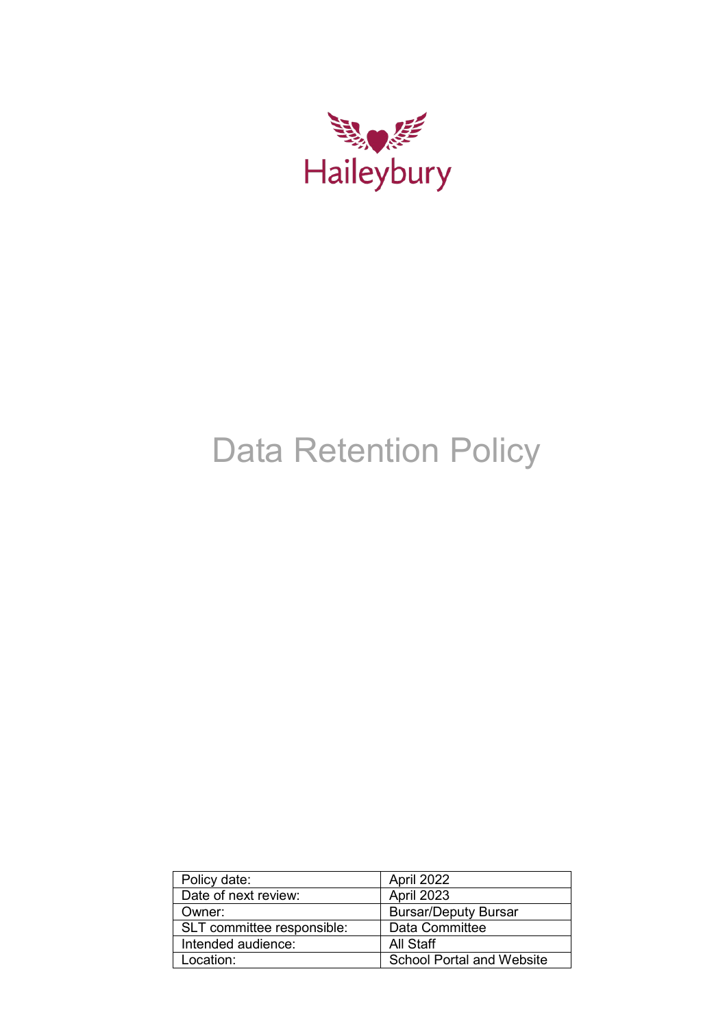Haileybury

# Data Retention Policy

| Policy date: | April 2022 |
|---|---|
| Date of next review: | April 2023 |
| Owner: | Bursar/Deputy Bursar |
| SLT committee responsible: | Data Committee |
| Intended audience: | All Staff |
| Location: | School Portal and Website |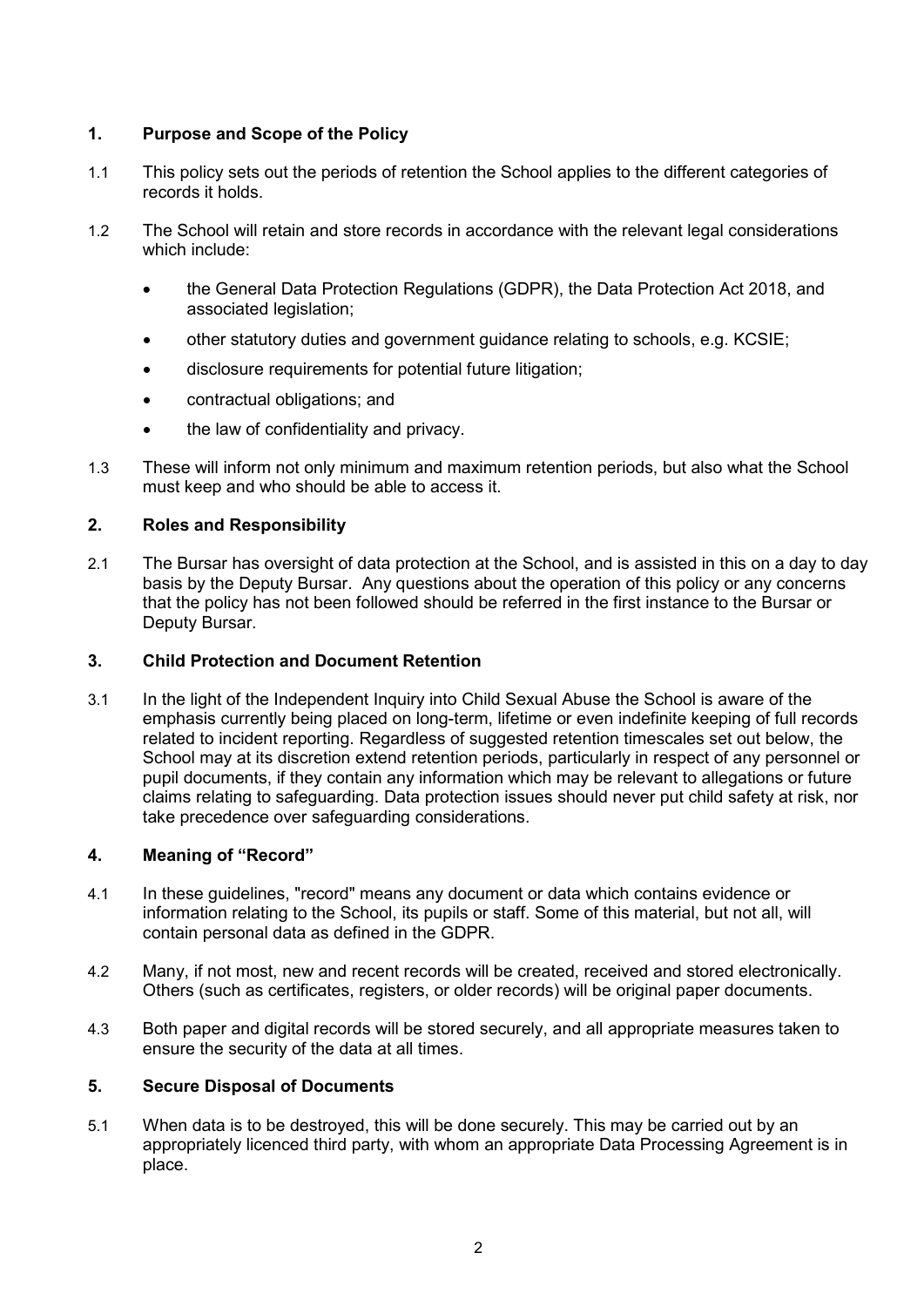## 1. Purpose and Scope of the Policy

1.1 This policy sets out the periods of retention the School applies to the different categories of records it holds.

1.2 The School will retain and store records in accordance with the relevant legal considerations which include:

- the General Data Protection Regulations (GDPR), the Data Protection Act 2018, and associated legislation;
- other statutory duties and government guidance relating to schools, e.g. KCSIE;
- disclosure requirements for potential future litigation;
- contractual obligations; and
- the law of confidentiality and privacy.

1.3 These will inform not only minimum and maximum retention periods, but also what the School must keep and who should be able to access it.

## 2. Roles and Responsibility

2.1 The Bursar has oversight of data protection at the School, and is assisted in this on a day to day basis by the Deputy Bursar. Any questions about the operation of this policy or any concerns that the policy has not been followed should be referred in the first instance to the Bursar or Deputy Bursar.

## 3. Child Protection and Document Retention

3.1 In the light of the Independent Inquiry into Child Sexual Abuse the School is aware of the emphasis currently being placed on long-term, lifetime or even indefinite keeping of full records related to incident reporting. Regardless of suggested retention timescales set out below, the School may at its discretion extend retention periods, particularly in respect of any personnel or pupil documents, if they contain any information which may be relevant to allegations or future claims relating to safeguarding. Data protection issues should never put child safety at risk, nor take precedence over safeguarding considerations.

## 4. Meaning of "Record"

4.1 In these guidelines, "record" means any document or data which contains evidence or information relating to the School, its pupils or staff. Some of this material, but not all, will contain personal data as defined in the GDPR.

4.2 Many, if not most, new and recent records will be created, received and stored electronically. Others (such as certificates, registers, or older records) will be original paper documents.

4.3 Both paper and digital records will be stored securely, and all appropriate measures taken to ensure the security of the data at all times.

## 5. Secure Disposal of Documents

5.1 When data is to be destroyed, this will be done securely. This may be carried out by an appropriately licenced third party, with whom an appropriate Data Processing Agreement is in place.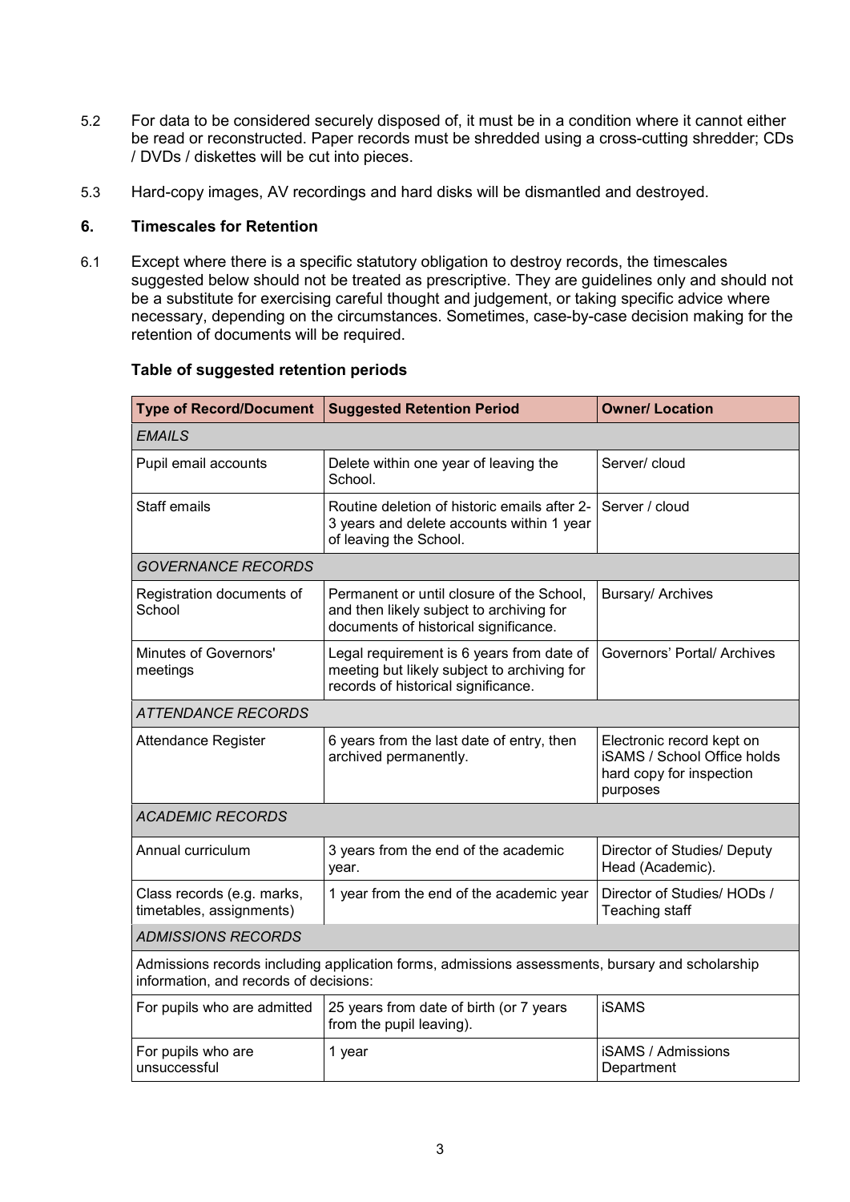5.2 For data to be considered securely disposed of, it must be in a condition where it cannot either be read or reconstructed. Paper records must be shredded using a cross-cutting shredder; CDs / DVDs / diskettes will be cut into pieces.

5.3 Hard-copy images, AV recordings and hard disks will be dismantled and destroyed.

## 6. Timescales for Retention

6.1 Except where there is a specific statutory obligation to destroy records, the timescales suggested below should not be treated as prescriptive. They are guidelines only and should not be a substitute for exercising careful thought and judgement, or taking specific advice where necessary, depending on the circumstances. Sometimes, case-by-case decision making for the retention of documents will be required.

**Table of suggested retention periods**

| Type of Record/Document | Suggested Retention Period | Owner/ Location |
|---|---|---|
| *EMAILS* | | |
| Pupil email accounts | Delete within one year of leaving the School. | Server/ cloud |
| Staff emails | Routine deletion of historic emails after 2-3 years and delete accounts within 1 year of leaving the School. | Server / cloud |
| *GOVERNANCE RECORDS* | | |
| Registration documents of School | Permanent or until closure of the School, and then likely subject to archiving for documents of historical significance. | Bursary/ Archives |
| Minutes of Governors' meetings | Legal requirement is 6 years from date of meeting but likely subject to archiving for records of historical significance. | Governors' Portal/ Archives |
| *ATTENDANCE RECORDS* | | |
| Attendance Register | 6 years from the last date of entry, then archived permanently. | Electronic record kept on iSAMS / School Office holds hard copy for inspection purposes |
| *ACADEMIC RECORDS* | | |
| Annual curriculum | 3 years from the end of the academic year. | Director of Studies/ Deputy Head (Academic). |
| Class records (e.g. marks, timetables, assignments) | 1 year from the end of the academic year | Director of Studies/ HODs / Teaching staff |
| *ADMISSIONS RECORDS* | | |
| Admissions records including application forms, admissions assessments, bursary and scholarship information, and records of decisions: | | |
| For pupils who are admitted | 25 years from date of birth (or 7 years from the pupil leaving). | iSAMS |
| For pupils who are unsuccessful | 1 year | iSAMS / Admissions Department |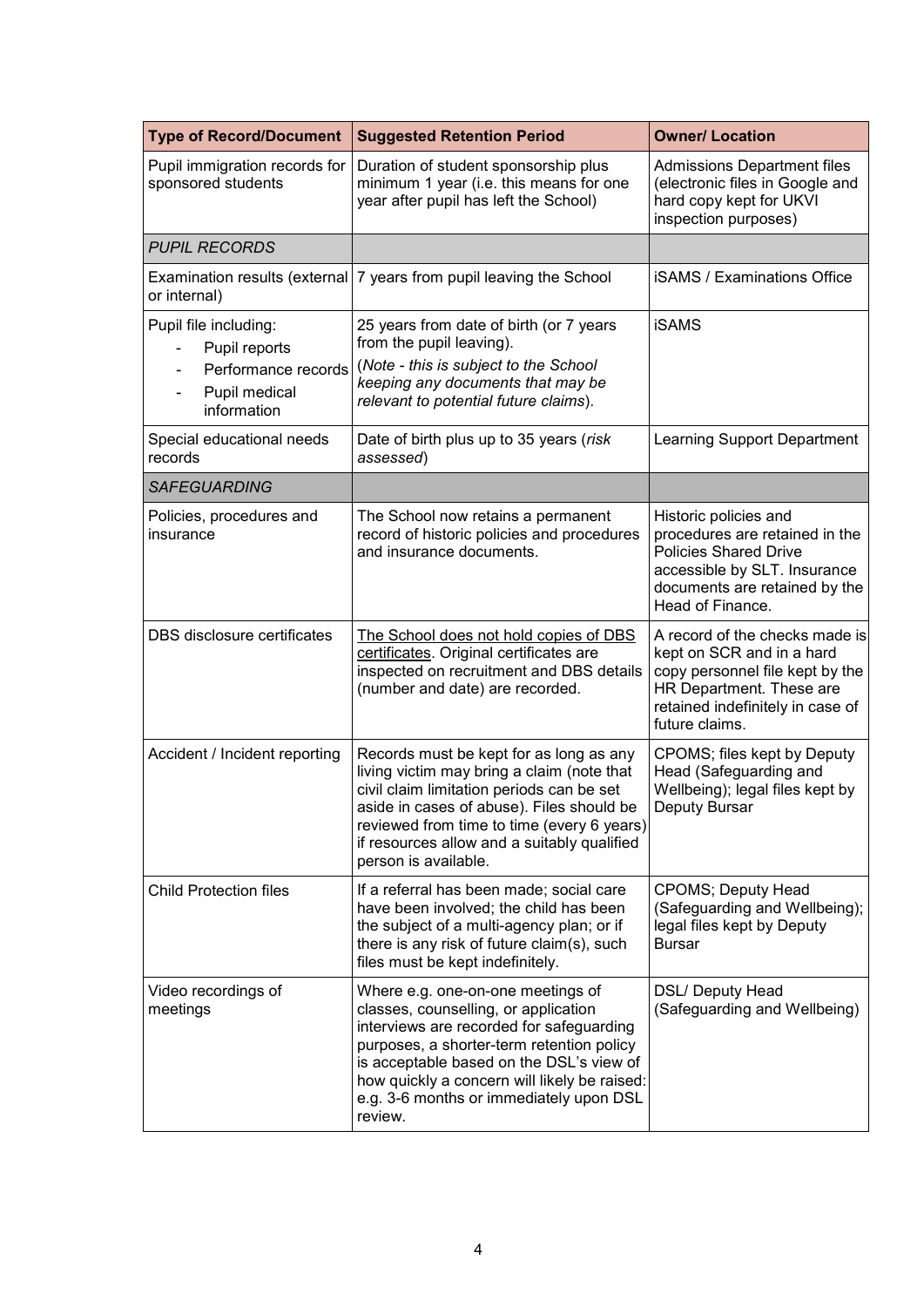| Type of Record/Document | Suggested Retention Period | Owner/ Location |
| --- | --- | --- |
| Pupil immigration records for sponsored students | Duration of student sponsorship plus minimum 1 year (i.e. this means for one year after pupil has left the School) | Admissions Department files (electronic files in Google and hard copy kept for UKVI inspection purposes) |
| *PUPIL RECORDS* | | |
| Examination results (external or internal) | 7 years from pupil leaving the School | iSAMS / Examinations Office |
| Pupil file including:<br>- Pupil reports<br>- Performance records<br>- Pupil medical information | 25 years from date of birth (or 7 years from the pupil leaving).<br>(*Note - this is subject to the School keeping any documents that may be relevant to potential future claims*). | iSAMS |
| Special educational needs records | Date of birth plus up to 35 years (*risk assessed*) | Learning Support Department |
| *SAFEGUARDING* | | |
| Policies, procedures and insurance | The School now retains a permanent record of historic policies and procedures and insurance documents. | Historic policies and procedures are retained in the Policies Shared Drive accessible by SLT. Insurance documents are retained by the Head of Finance. |
| DBS disclosure certificates | <u>The School does not hold copies of DBS certificates</u>. Original certificates are inspected on recruitment and DBS details (number and date) are recorded. | A record of the checks made is kept on SCR and in a hard copy personnel file kept by the HR Department. These are retained indefinitely in case of future claims. |
| Accident / Incident reporting | Records must be kept for as long as any living victim may bring a claim (note that civil claim limitation periods can be set aside in cases of abuse). Files should be reviewed from time to time (every 6 years) if resources allow and a suitably qualified person is available. | CPOMS; files kept by Deputy Head (Safeguarding and Wellbeing); legal files kept by Deputy Bursar |
| Child Protection files | If a referral has been made; social care have been involved; the child has been the subject of a multi-agency plan; or if there is any risk of future claim(s), such files must be kept indefinitely. | CPOMS; Deputy Head (Safeguarding and Wellbeing); legal files kept by Deputy Bursar |
| Video recordings of meetings | Where e.g. one-on-one meetings of classes, counselling, or application interviews are recorded for safeguarding purposes, a shorter-term retention policy is acceptable based on the DSL's view of how quickly a concern will likely be raised: e.g. 3-6 months or immediately upon DSL review. | DSL/ Deputy Head (Safeguarding and Wellbeing) |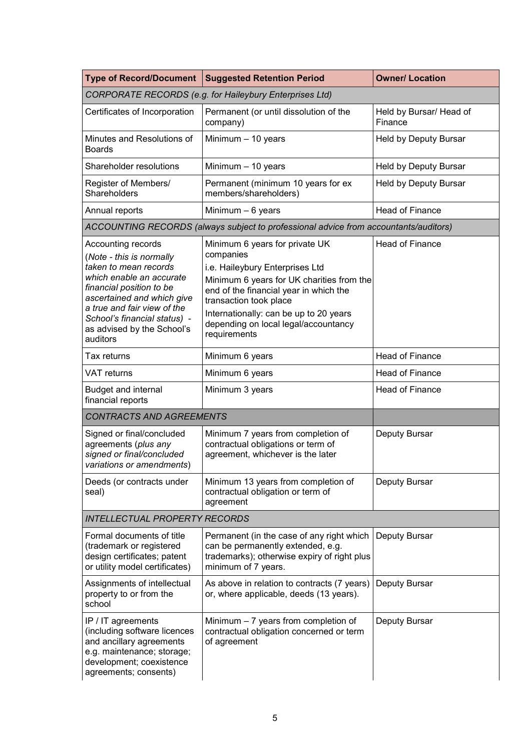| Type of Record/Document | Suggested Retention Period | Owner/ Location |
|---|---|---|
| *CORPORATE RECORDS (e.g. for Haileybury Enterprises Ltd)* | | |
| Certificates of Incorporation | Permanent (or until dissolution of the company) | Held by Bursar/ Head of Finance |
| Minutes and Resolutions of Boards | Minimum – 10 years | Held by Deputy Bursar |
| Shareholder resolutions | Minimum – 10 years | Held by Deputy Bursar |
| Register of Members/ Shareholders | Permanent (minimum 10 years for ex members/shareholders) | Held by Deputy Bursar |
| Annual reports | Minimum – 6 years | Head of Finance |
| *ACCOUNTING RECORDS (always subject to professional advice from accountants/auditors)* | | |
| Accounting records (*Note - this is normally taken to mean records which enable an accurate financial position to be ascertained and which give a true and fair view of the School's financial status) -* as advised by the School's auditors | Minimum 6 years for private UK companies i.e. Haileybury Enterprises Ltd<br>Minimum 6 years for UK charities from the end of the financial year in which the transaction took place<br>Internationally: can be up to 20 years depending on local legal/accountancy requirements | Head of Finance |
| Tax returns | Minimum 6 years | Head of Finance |
| VAT returns | Minimum 6 years | Head of Finance |
| Budget and internal financial reports | Minimum 3 years | Head of Finance |
| *CONTRACTS AND AGREEMENTS* | | |
| Signed or final/concluded agreements (*plus any signed or final/concluded variations or amendments*) | Minimum 7 years from completion of contractual obligations or term of agreement, whichever is the later | Deputy Bursar |
| Deeds (or contracts under seal) | Minimum 13 years from completion of contractual obligation or term of agreement | Deputy Bursar |
| *INTELLECTUAL PROPERTY RECORDS* | | |
| Formal documents of title (trademark or registered design certificates; patent or utility model certificates) | Permanent (in the case of any right which can be permanently extended, e.g. trademarks); otherwise expiry of right plus minimum of 7 years. | Deputy Bursar |
| Assignments of intellectual property to or from the school | As above in relation to contracts (7 years) or, where applicable, deeds (13 years). | Deputy Bursar |
| IP / IT agreements (including software licences and ancillary agreements e.g. maintenance; storage; development; coexistence agreements; consents) | Minimum – 7 years from completion of contractual obligation concerned or term of agreement | Deputy Bursar |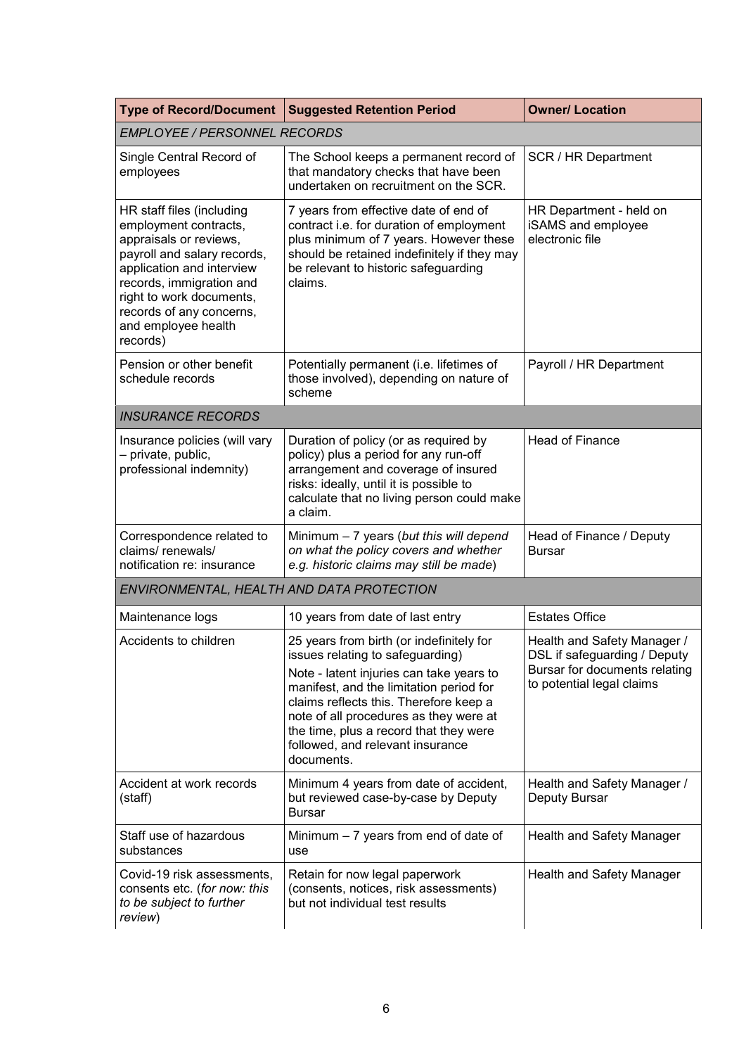| Type of Record/Document | Suggested Retention Period | Owner/ Location |
|---|---|---|
| *EMPLOYEE / PERSONNEL RECORDS* | | |
| Single Central Record of employees | The School keeps a permanent record of that mandatory checks that have been undertaken on recruitment on the SCR. | SCR / HR Department |
| HR staff files (including employment contracts, appraisals or reviews, payroll and salary records, application and interview records, immigration and right to work documents, records of any concerns, and employee health records) | 7 years from effective date of end of contract i.e. for duration of employment plus minimum of 7 years. However these should be retained indefinitely if they may be relevant to historic safeguarding claims. | HR Department - held on iSAMS and employee electronic file |
| Pension or other benefit schedule records | Potentially permanent (i.e. lifetimes of those involved), depending on nature of scheme | Payroll / HR Department |
| *INSURANCE RECORDS* | | |
| Insurance policies (will vary – private, public, professional indemnity) | Duration of policy (or as required by policy) plus a period for any run-off arrangement and coverage of insured risks: ideally, until it is possible to calculate that no living person could make a claim. | Head of Finance |
| Correspondence related to claims/ renewals/ notification re: insurance | Minimum – 7 years (*but this will depend on what the policy covers and whether e.g. historic claims may still be made*) | Head of Finance / Deputy Bursar |
| *ENVIRONMENTAL, HEALTH AND DATA PROTECTION* | | |
| Maintenance logs | 10 years from date of last entry | Estates Office |
| Accidents to children | 25 years from birth (or indefinitely for issues relating to safeguarding)<br><br>Note - latent injuries can take years to manifest, and the limitation period for claims reflects this. Therefore keep a note of all procedures as they were at the time, plus a record that they were followed, and relevant insurance documents. | Health and Safety Manager / DSL if safeguarding / Deputy Bursar for documents relating to potential legal claims |
| Accident at work records (staff) | Minimum 4 years from date of accident, but reviewed case-by-case by Deputy Bursar | Health and Safety Manager / Deputy Bursar |
| Staff use of hazardous substances | Minimum – 7 years from end of date of use | Health and Safety Manager |
| Covid-19 risk assessments, consents etc. (*for now: this to be subject to further review*) | Retain for now legal paperwork (consents, notices, risk assessments) but not individual test results | Health and Safety Manager |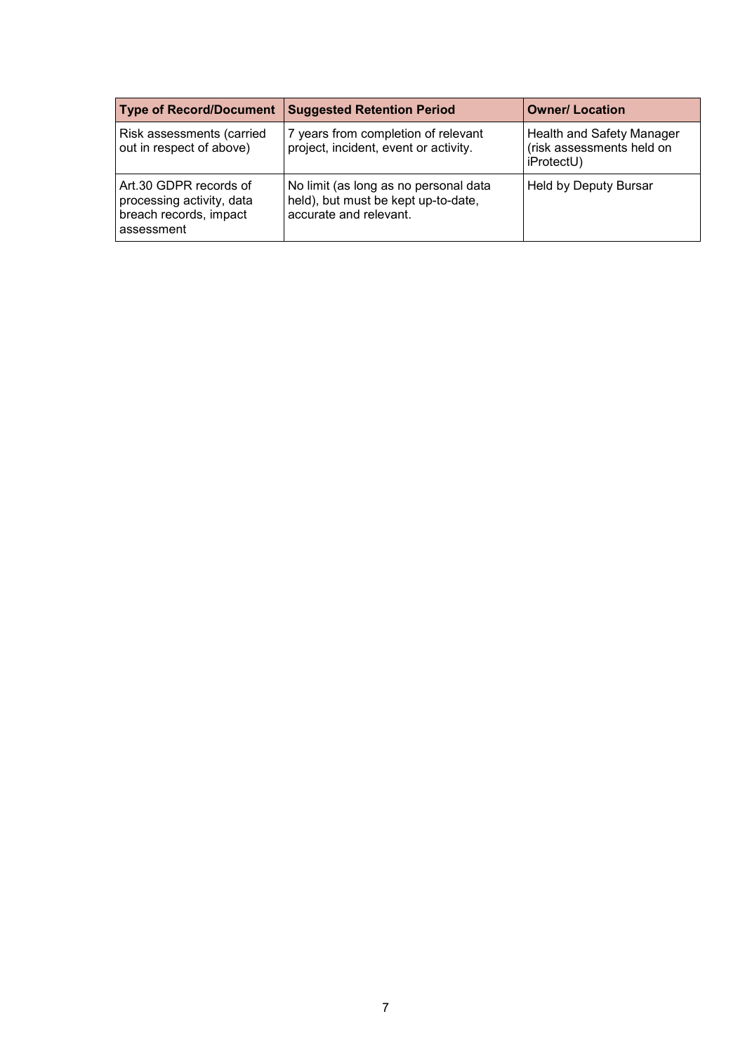| Type of Record/Document | Suggested Retention Period | Owner/ Location |
| --- | --- | --- |
| Risk assessments (carried out in respect of above) | 7 years from completion of relevant project, incident, event or activity. | Health and Safety Manager (risk assessments held on iProtectU) |
| Art.30 GDPR records of processing activity, data breach records, impact assessment | No limit (as long as no personal data held), but must be kept up-to-date, accurate and relevant. | Held by Deputy Bursar |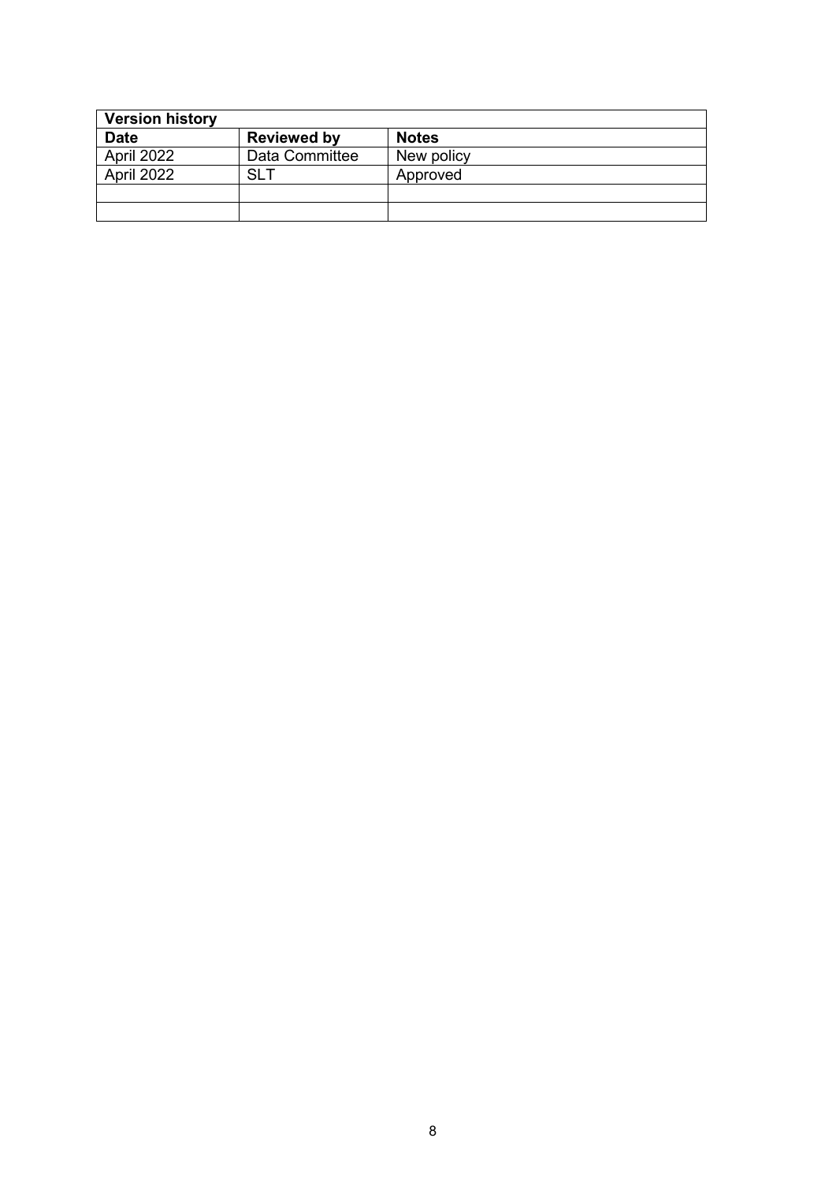| Version history | | |
|---|---|---|
| **Date** | **Reviewed by** | **Notes** |
| April 2022 | Data Committee | New policy |
| April 2022 | SLT | Approved |
| | | |
| | | |